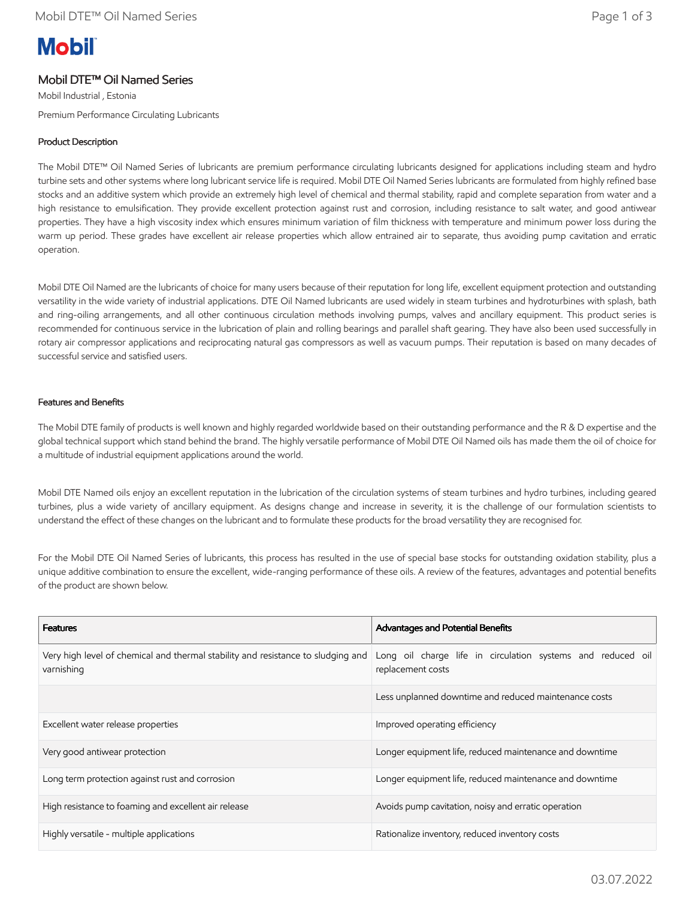Mobil

# Mobil DTE™ Oil Named Series

Mobil Industrial , Estonia

Premium Performance Circulating Lubricants

## Product Description

The Mobil DTE™ Oil Named Series of lubricants are premium performance circulating lubricants designed for applications including steam and hydro turbine sets and other systems where long lubricant service life is required. Mobil DTE Oil Named Series lubricants are formulated from highly refined base stocks and an additive system which provide an extremely high level of chemical and thermal stability, rapid and complete separation from water and a high resistance to emulsification. They provide excellent protection against rust and corrosion, including resistance to salt water, and good antiwear properties. They have a high viscosity index which ensures minimum variation of film thickness with temperature and minimum power loss during the warm up period. These grades have excellent air release properties which allow entrained air to separate, thus avoiding pump cavitation and erratic operation.

Mobil DTE Oil Named are the lubricants of choice for many users because of their reputation for long life, excellent equipment protection and outstanding versatility in the wide variety of industrial applications. DTE Oil Named lubricants are used widely in steam turbines and hydroturbines with splash, bath and ring-oiling arrangements, and all other continuous circulation methods involving pumps, valves and ancillary equipment. This product series is recommended for continuous service in the lubrication of plain and rolling bearings and parallel shaft gearing. They have also been used successfully in rotary air compressor applications and reciprocating natural gas compressors as well as vacuum pumps. Their reputation is based on many decades of successful service and satisfied users.

## Features and Benefits

The Mobil DTE family of products is well known and highly regarded worldwide based on their outstanding performance and the R & D expertise and the global technical support which stand behind the brand. The highly versatile performance of Mobil DTE Oil Named oils has made them the oil of choice for a multitude of industrial equipment applications around the world.

Mobil DTE Named oils enjoy an excellent reputation in the lubrication of the circulation systems of steam turbines and hydro turbines, including geared turbines, plus a wide variety of ancillary equipment. As designs change and increase in severity, it is the challenge of our formulation scientists to understand the effect of these changes on the lubricant and to formulate these products for the broad versatility they are recognised for.

For the Mobil DTE Oil Named Series of lubricants, this process has resulted in the use of special base stocks for outstanding oxidation stability, plus a unique additive combination to ensure the excellent, wide-ranging performance of these oils. A review of the features, advantages and potential benefits of the product are shown below.

| Features | Advantages and Potential Benefits |
|---|---|
| Very high level of chemical and thermal stability and resistance to sludging and varnishing | Long oil charge life in circulation systems and reduced oil replacement costs |
| | Less unplanned downtime and reduced maintenance costs |
| Excellent water release properties | Improved operating efficiency |
| Very good antiwear protection | Longer equipment life, reduced maintenance and downtime |
| Long term protection against rust and corrosion | Longer equipment life, reduced maintenance and downtime |
| High resistance to foaming and excellent air release | Avoids pump cavitation, noisy and erratic operation |
| Highly versatile - multiple applications | Rationalize inventory, reduced inventory costs |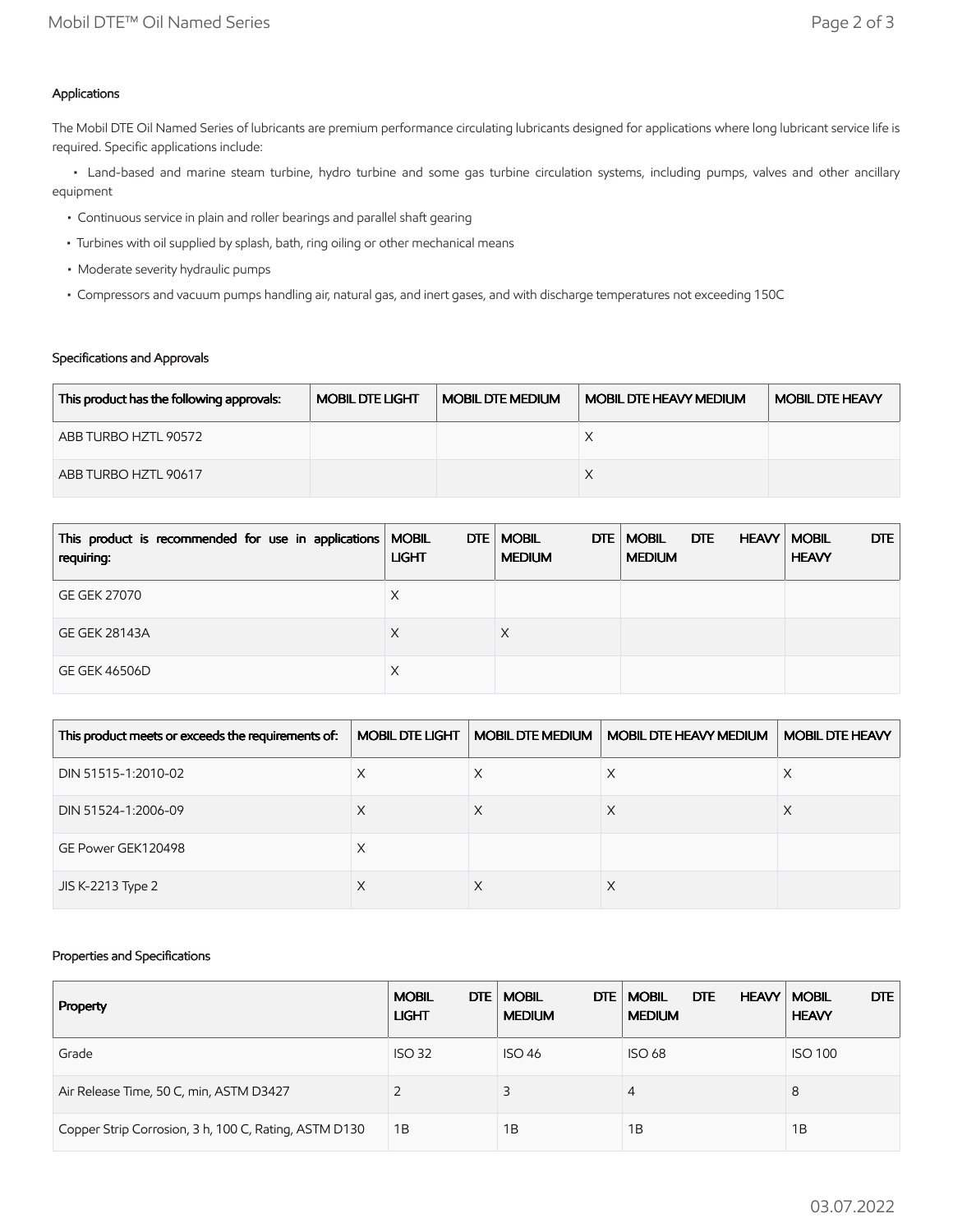### Applications

The Mobil DTE Oil Named Series of lubricants are premium performance circulating lubricants designed for applications where long lubricant service life is required. Specific applications include:

- Land-based and marine steam turbine, hydro turbine and some gas turbine circulation systems, including pumps, valves and other ancillary equipment
- Continuous service in plain and roller bearings and parallel shaft gearing
- Turbines with oil supplied by splash, bath, ring oiling or other mechanical means
- Moderate severity hydraulic pumps
- Compressors and vacuum pumps handling air, natural gas, and inert gases, and with discharge temperatures not exceeding 150C

### Specifications and Approvals

| This product has the following approvals: | MOBIL DTE LIGHT | MOBIL DTE MEDIUM | MOBIL DTE HEAVY MEDIUM | MOBIL DTE HEAVY |
|---|---|---|---|---|
| ABB TURBO HZTL 90572 | | | X | |
| ABB TURBO HZTL 90617 | | | X | |

| This product is recommended for use in applications requiring: | MOBIL DTE LIGHT | MOBIL DTE MEDIUM | MOBIL DTE HEAVY MEDIUM | MOBIL DTE HEAVY |
|---|---|---|---|---|
| GE GEK 27070 | X | | | |
| GE GEK 28143A | X | X | | |
| GE GEK 46506D | X | | | |

| This product meets or exceeds the requirements of: | MOBIL DTE LIGHT | MOBIL DTE MEDIUM | MOBIL DTE HEAVY MEDIUM | MOBIL DTE HEAVY |
|---|---|---|---|---|
| DIN 51515-1:2010-02 | X | X | X | X |
| DIN 51524-1:2006-09 | X | X | X | X |
| GE Power GEK120498 | X | | | |
| JIS K-2213 Type 2 | X | X | X | |

### Properties and Specifications

| Property | MOBIL DTE LIGHT | MOBIL DTE MEDIUM | MOBIL DTE HEAVY MEDIUM | MOBIL DTE HEAVY |
|---|---|---|---|---|
| Grade | ISO 32 | ISO 46 | ISO 68 | ISO 100 |
| Air Release Time, 50 C, min, ASTM D3427 | 2 | 3 | 4 | 8 |
| Copper Strip Corrosion, 3 h, 100 C, Rating, ASTM D130 | 1B | 1B | 1B | 1B |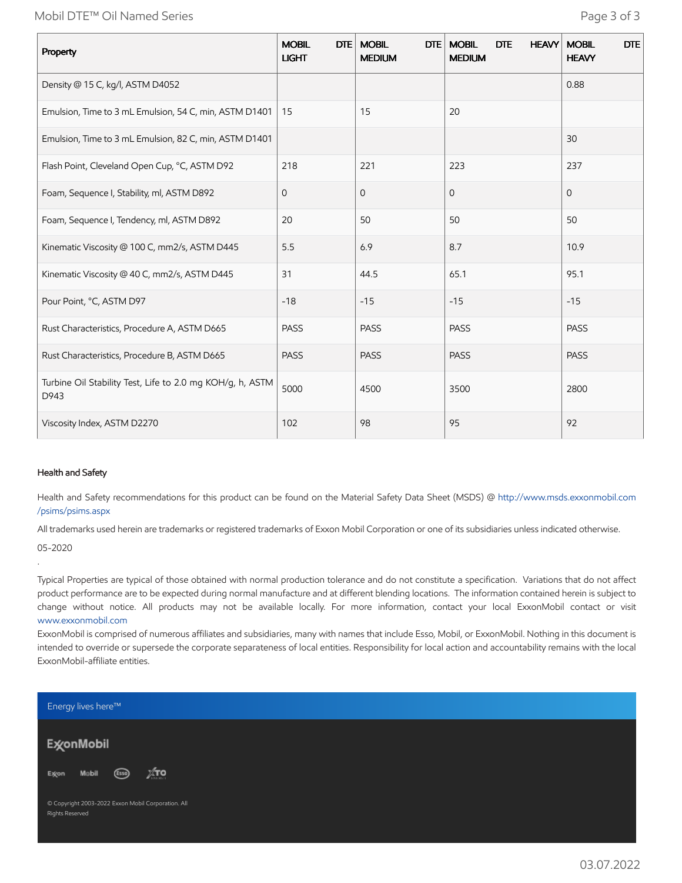| Property | MOBIL DTE LIGHT | MOBIL DTE MEDIUM | MOBIL DTE HEAVY MEDIUM | MOBIL DTE HEAVY |
|---|---|---|---|---|
| Density @ 15 C, kg/l, ASTM D4052 | | | | 0.88 |
| Emulsion, Time to 3 mL Emulsion, 54 C, min, ASTM D1401 | 15 | 15 | 20 | |
| Emulsion, Time to 3 mL Emulsion, 82 C, min, ASTM D1401 | | | | 30 |
| Flash Point, Cleveland Open Cup, °C, ASTM D92 | 218 | 221 | 223 | 237 |
| Foam, Sequence I, Stability, ml, ASTM D892 | 0 | 0 | 0 | 0 |
| Foam, Sequence I, Tendency, ml, ASTM D892 | 20 | 50 | 50 | 50 |
| Kinematic Viscosity @ 100 C, mm2/s, ASTM D445 | 5.5 | 6.9 | 8.7 | 10.9 |
| Kinematic Viscosity @ 40 C, mm2/s, ASTM D445 | 31 | 44.5 | 65.1 | 95.1 |
| Pour Point, °C, ASTM D97 | -18 | -15 | -15 | -15 |
| Rust Characteristics, Procedure A, ASTM D665 | PASS | PASS | PASS | PASS |
| Rust Characteristics, Procedure B, ASTM D665 | PASS | PASS | PASS | PASS |
| Turbine Oil Stability Test, Life to 2.0 mg KOH/g, h, ASTM D943 | 5000 | 4500 | 3500 | 2800 |
| Viscosity Index, ASTM D2270 | 102 | 98 | 95 | 92 |

### Health and Safety

Health and Safety recommendations for this product can be found on the Material Safety Data Sheet (MSDS) @ http://www.msds.exxonmobil.com/psims/psims.aspx

All trademarks used herein are trademarks or registered trademarks of Exxon Mobil Corporation or one of its subsidiaries unless indicated otherwise.

05-2020

Typical Properties are typical of those obtained with normal production tolerance and do not constitute a specification. Variations that do not affect product performance are to be expected during normal manufacture and at different blending locations. The information contained herein is subject to change without notice. All products may not be available locally. For more information, contact your local ExxonMobil contact or visit www.exxonmobil.com

ExxonMobil is comprised of numerous affiliates and subsidiaries, many with names that include Esso, Mobil, or ExxonMobil. Nothing in this document is intended to override or supersede the corporate separateness of local entities. Responsibility for local action and accountability remains with the local ExxonMobil-affiliate entities.

Energy lives here™

ExxonMobil

Exxon Mobil Esso XTO

© Copyright 2003-2022 Exxon Mobil Corporation. All Rights Reserved

03.07.2022